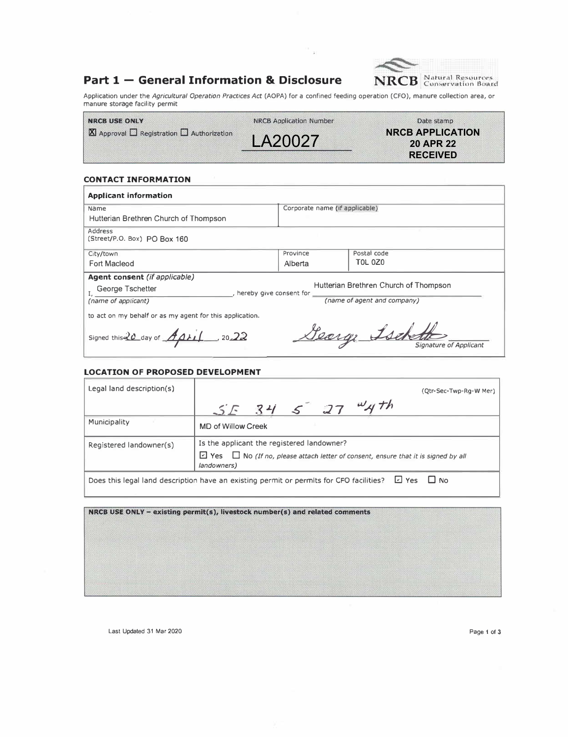# Part 1 — General Information & Disclosure

NRCB | Natural Resources Conservation Board

Application under the *Agricultural Operation Practices Act* (AOPA) for a confined feeding operation (CFO), manure collection area, or manure storage facility permit

| NRCB USE ONLY | NRCB Application Number | Date stamp |
|---|---|---|
| ☒ Approval ☐ Registration ☐ Authorization | LA20027 | NRCB APPLICATION 20 APR 22 RECEIVED |

### CONTACT INFORMATION

| **Applicant information** | | |
|---|---|---|
| Name: Hutterian Brethren Church of Thompson | Corporate name (if applicable): | |
| Address (Street/P.O. Box): PO Box 160 | | |
| City/town: Fort Macleod | Province: Alberta | Postal code: T0L 0Z0 |

**Agent consent** *(if applicable)*

I, George Tschetter *(name of applicant)*, hereby give consent for Hutterian Brethren Church of Thompson *(name of agent and company)* to act on my behalf or as my agent for this application.

Signed this 20 day of April, 20 22

George Tschetter
*Signature of Applicant*

### LOCATION OF PROPOSED DEVELOPMENT

| | |
|---|---|
| Legal land description(s) | (Qtr-Sec-Twp-Rg-W Mer) SE 34 5 27 W4th |
| Municipality | MD of Willow Creek |
| Registered landowner(s) | Is the applicant the registered landowner? ☑ Yes ☐ No *(If no, please attach letter of consent, ensure that it is signed by all landowners)* |

Does this legal land description have an existing permit or permits for CFO facilities? ☑ Yes ☐ No

**NRCB USE ONLY – existing permit(s), livestock number(s) and related comments**

Last Updated 31 Mar 2020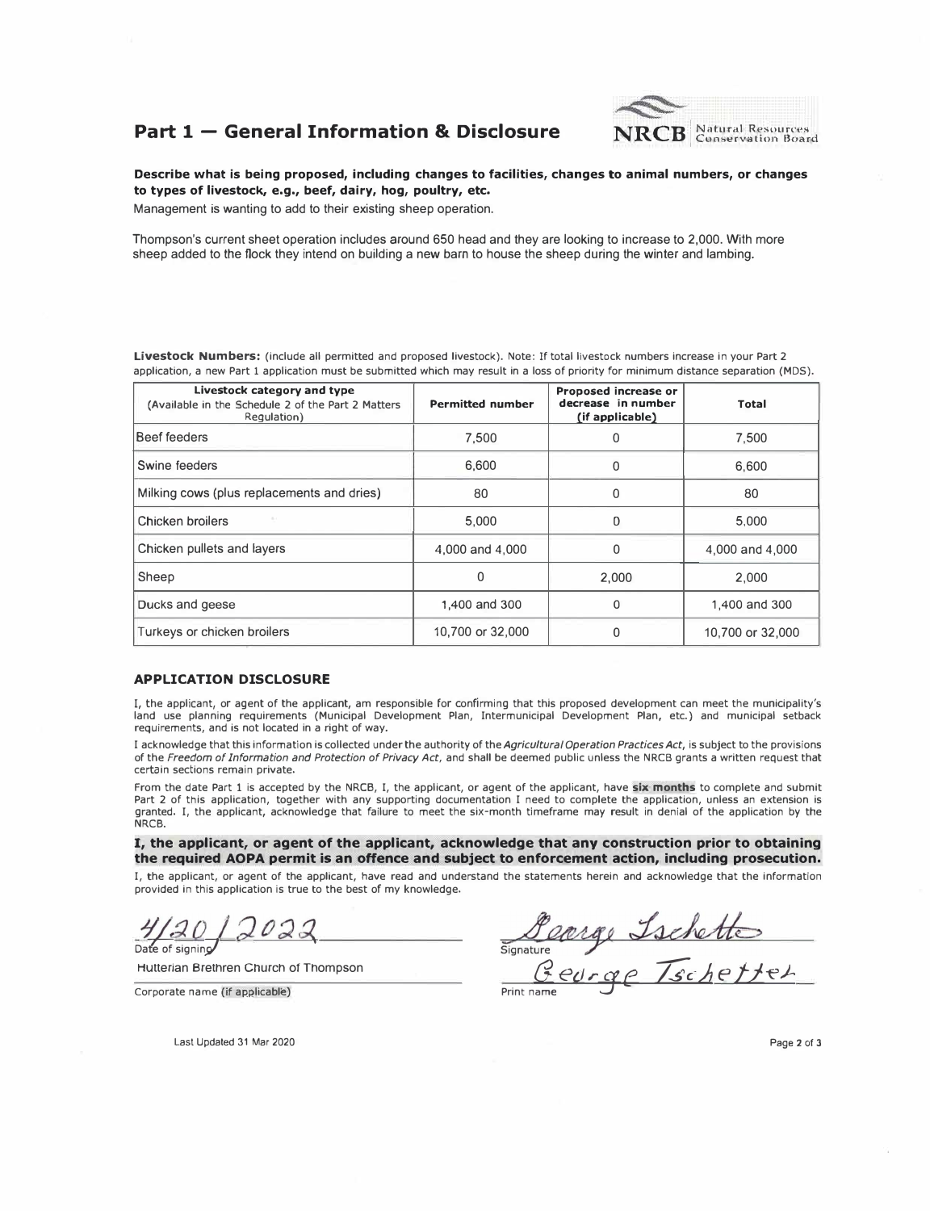## Part 1 — General Information & Disclosure

NRCB | Natural Resources Conservation Board

**Describe what is being proposed, including changes to facilities, changes to animal numbers, or changes to types of livestock, e.g., beef, dairy, hog, poultry, etc.**

Management is wanting to add to their existing sheep operation.

Thompson's current sheet operation includes around 650 head and they are looking to increase to 2,000. With more sheep added to the flock they intend on building a new barn to house the sheep during the winter and lambing.

**Livestock Numbers:** (include all permitted and proposed livestock). Note: If total livestock numbers increase in your Part 2 application, a new Part 1 application must be submitted which may result in a loss of priority for minimum distance separation (MDS).

| Livestock category and type (Available in the Schedule 2 of the Part 2 Matters Regulation) | Permitted number | Proposed increase or decrease in number (if applicable) | Total |
|---|---|---|---|
| Beef feeders | 7,500 | 0 | 7,500 |
| Swine feeders | 6,600 | 0 | 6,600 |
| Milking cows (plus replacements and dries) | 80 | 0 | 80 |
| Chicken broilers | 5,000 | 0 | 5,000 |
| Chicken pullets and layers | 4,000 and 4,000 | 0 | 4,000 and 4,000 |
| Sheep | 0 | 2,000 | 2,000 |
| Ducks and geese | 1,400 and 300 | 0 | 1,400 and 300 |
| Turkeys or chicken broilers | 10,700 or 32,000 | 0 | 10,700 or 32,000 |

### APPLICATION DISCLOSURE

I, the applicant, or agent of the applicant, am responsible for confirming that this proposed development can meet the municipality's land use planning requirements (Municipal Development Plan, Intermunicipal Development Plan, etc.) and municipal setback requirements, and is not located in a right of way.

I acknowledge that this information is collected under the authority of the *Agricultural Operation Practices Act*, is subject to the provisions of the *Freedom of Information and Protection of Privacy Act*, and shall be deemed public unless the NRCB grants a written request that certain sections remain private.

From the date Part 1 is accepted by the NRCB, I, the applicant, or agent of the applicant, have **six months** to complete and submit Part 2 of this application, together with any supporting documentation I need to complete the application, unless an extension is granted. I, the applicant, acknowledge that failure to meet the six-month timeframe may result in denial of the application by the NRCB.

**I, the applicant, or agent of the applicant, acknowledge that any construction prior to obtaining the required AOPA permit is an offence and subject to enforcement action, including prosecution.**

I, the applicant, or agent of the applicant, have read and understand the statements herein and acknowledge that the information provided in this application is true to the best of my knowledge.

4/20/2022
Date of signing

George Tschetter
Signature

Hutterian Brethren Church of Thompson
Corporate name (if applicable)

George Tschetter
Print name

Last Updated 31 Mar 2020